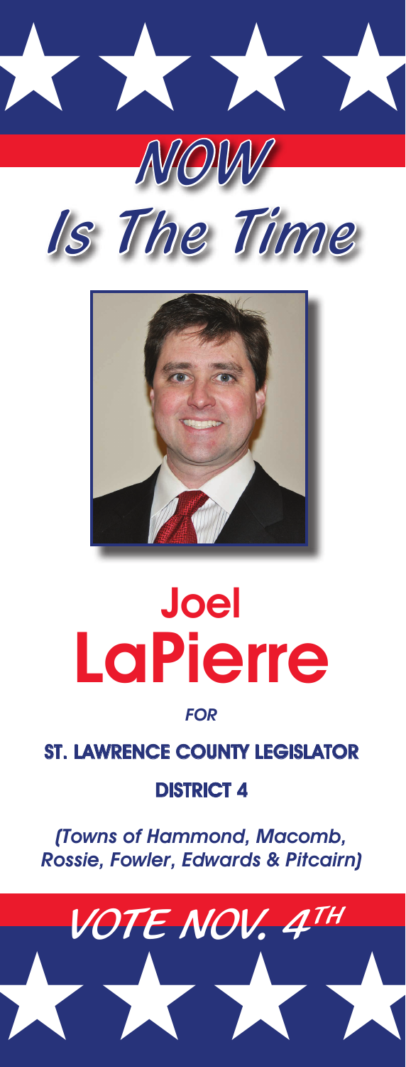# *NOW*
# *Is The Time*

# Joel LaPierre

*FOR*

**ST. LAWRENCE COUNTY LEGISLATOR**

**DISTRICT 4**

*(Towns of Hammond, Macomb, Rossie, Fowler, Edwards & Pitcairn)*

## *VOTE NOV. 4TH*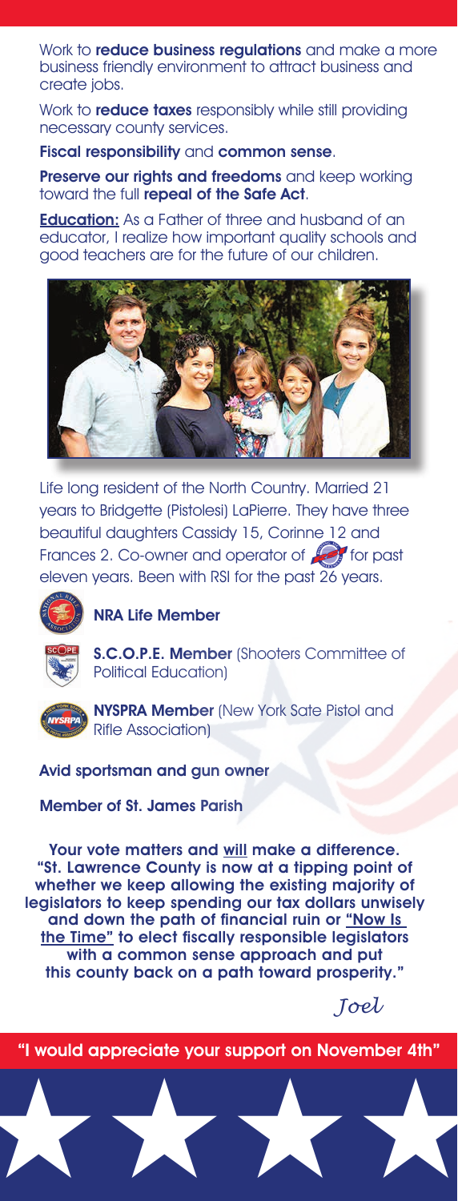Work to **reduce business regulations** and make a more business friendly environment to attract business and create jobs.

Work to **reduce taxes** responsibly while still providing necessary county services.

**Fiscal responsibility** and **common sense**.

**Preserve our rights and freedoms** and keep working toward the full **repeal of the Safe Act**.

**Education:** As a Father of three and husband of an educator, I realize how important quality schools and good teachers are for the future of our children.

Life long resident of the North Country. Married 21 years to Bridgette (Pistolesi) LaPierre. They have three beautiful daughters Cassidy 15, Corinne 12 and Frances 2. Co-owner and operator of for past eleven years. Been with RSI for the past 26 years.

**NRA Life Member**

**S.C.O.P.E. Member** (Shooters Committee of Political Education)

**NYSPRA Member** (New York Sate Pistol and Rifle Association)

**Avid sportsman and gun owner**

**Member of St. James Parish**

**Your vote matters and <u>will</u> make a difference. "St. Lawrence County is now at a tipping point of whether we keep allowing the existing majority of legislators to keep spending our tax dollars unwisely and down the path of financial ruin or <u>"Now Is the Time"</u> to elect fiscally responsible legislators with a common sense approach and put this county back on a path toward prosperity."**

*Joel*

**"I would appreciate your support on November 4th"**